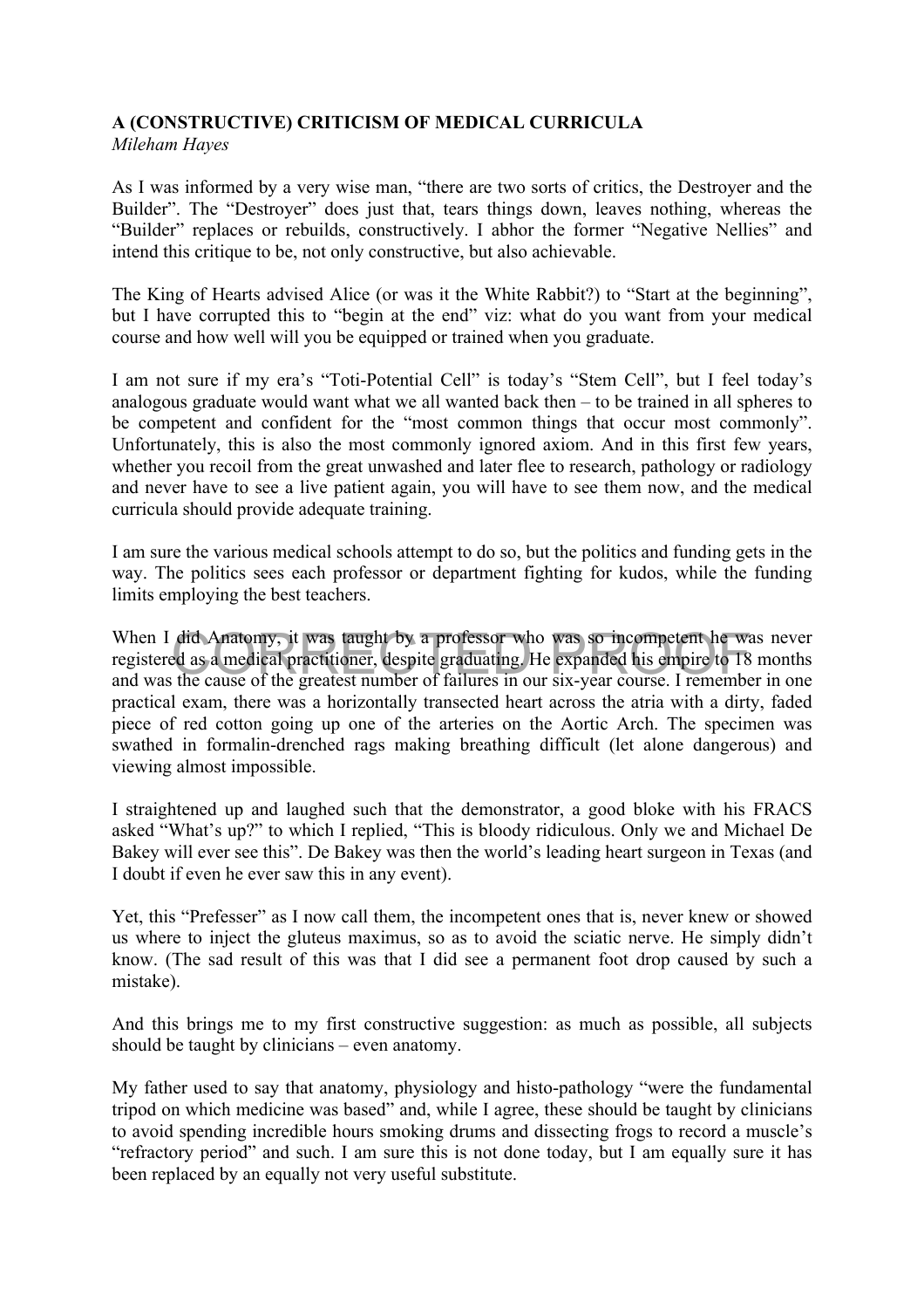**A (CONSTRUCTIVE) CRITICISM OF MEDICAL CURRICULA**

*Mileham Hayes*

As I was informed by a very wise man, "there are two sorts of critics, the Destroyer and the Builder". The "Destroyer" does just that, tears things down, leaves nothing, whereas the "Builder" replaces or rebuilds, constructively. I abhor the former "Negative Nellies" and intend this critique to be, not only constructive, but also achievable.

The King of Hearts advised Alice (or was it the White Rabbit?) to "Start at the beginning", but I have corrupted this to "begin at the end" viz: what do you want from your medical course and how well will you be equipped or trained when you graduate.

I am not sure if my era's "Toti-Potential Cell" is today's "Stem Cell", but I feel today's analogous graduate would want what we all wanted back then – to be trained in all spheres to be competent and confident for the "most common things that occur most commonly". Unfortunately, this is also the most commonly ignored axiom. And in this first few years, whether you recoil from the great unwashed and later flee to research, pathology or radiology and never have to see a live patient again, you will have to see them now, and the medical curricula should provide adequate training.

I am sure the various medical schools attempt to do so, but the politics and funding gets in the way. The politics sees each professor or department fighting for kudos, while the funding limits employing the best teachers.

When I did Anatomy, it was taught by a professor who was so incompetent he was never registered as a medical practitioner, despite graduating. He expanded his empire to 18 months and was the cause of the greatest number of failures in our six-year course. I remember in one practical exam, there was a horizontally transected heart across the atria with a dirty, faded piece of red cotton going up one of the arteries on the Aortic Arch. The specimen was swathed in formalin-drenched rags making breathing difficult (let alone dangerous) and viewing almost impossible.

I straightened up and laughed such that the demonstrator, a good bloke with his FRACS asked "What's up?" to which I replied, "This is bloody ridiculous. Only we and Michael De Bakey will ever see this". De Bakey was then the world's leading heart surgeon in Texas (and I doubt if even he ever saw this in any event).

Yet, this "Prefesser" as I now call them, the incompetent ones that is, never knew or showed us where to inject the gluteus maximus, so as to avoid the sciatic nerve. He simply didn't know. (The sad result of this was that I did see a permanent foot drop caused by such a mistake).

And this brings me to my first constructive suggestion: as much as possible, all subjects should be taught by clinicians – even anatomy.

My father used to say that anatomy, physiology and histo-pathology "were the fundamental tripod on which medicine was based" and, while I agree, these should be taught by clinicians to avoid spending incredible hours smoking drums and dissecting frogs to record a muscle's "refractory period" and such. I am sure this is not done today, but I am equally sure it has been replaced by an equally not very useful substitute.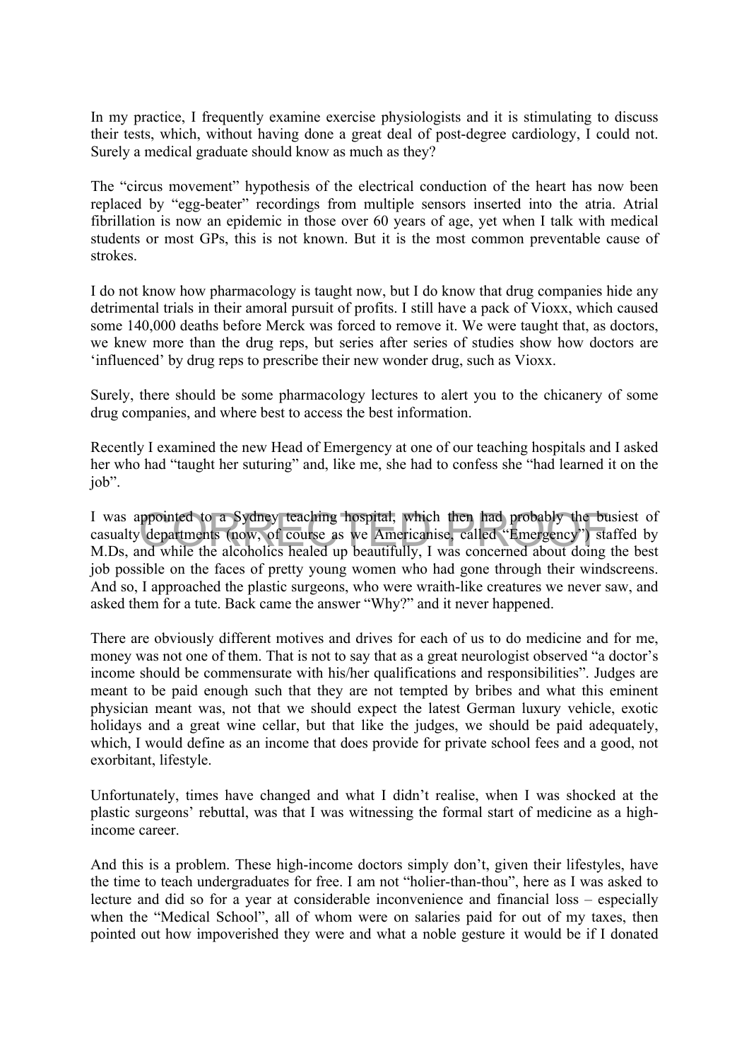In my practice, I frequently examine exercise physiologists and it is stimulating to discuss their tests, which, without having done a great deal of post-degree cardiology, I could not. Surely a medical graduate should know as much as they?

The "circus movement" hypothesis of the electrical conduction of the heart has now been replaced by "egg-beater" recordings from multiple sensors inserted into the atria. Atrial fibrillation is now an epidemic in those over 60 years of age, yet when I talk with medical students or most GPs, this is not known. But it is the most common preventable cause of strokes.

I do not know how pharmacology is taught now, but I do know that drug companies hide any detrimental trials in their amoral pursuit of profits. I still have a pack of Vioxx, which caused some 140,000 deaths before Merck was forced to remove it. We were taught that, as doctors, we knew more than the drug reps, but series after series of studies show how doctors are 'influenced' by drug reps to prescribe their new wonder drug, such as Vioxx.

Surely, there should be some pharmacology lectures to alert you to the chicanery of some drug companies, and where best to access the best information.

Recently I examined the new Head of Emergency at one of our teaching hospitals and I asked her who had "taught her suturing" and, like me, she had to confess she "had learned it on the job".

I was appointed to a Sydney teaching hospital, which then had probably the busiest of casualty departments (now, of course as we Americanise, called "Emergency") staffed by M.Ds, and while the alcoholics healed up beautifully, I was concerned about doing the best job possible on the faces of pretty young women who had gone through their windscreens. And so, I approached the plastic surgeons, who were wraith-like creatures we never saw, and asked them for a tute. Back came the answer "Why?" and it never happened.

There are obviously different motives and drives for each of us to do medicine and for me, money was not one of them. That is not to say that as a great neurologist observed "a doctor's income should be commensurate with his/her qualifications and responsibilities". Judges are meant to be paid enough such that they are not tempted by bribes and what this eminent physician meant was, not that we should expect the latest German luxury vehicle, exotic holidays and a great wine cellar, but that like the judges, we should be paid adequately, which, I would define as an income that does provide for private school fees and a good, not exorbitant, lifestyle.

Unfortunately, times have changed and what I didn't realise, when I was shocked at the plastic surgeons' rebuttal, was that I was witnessing the formal start of medicine as a high-income career.

And this is a problem. These high-income doctors simply don't, given their lifestyles, have the time to teach undergraduates for free. I am not "holier-than-thou", here as I was asked to lecture and did so for a year at considerable inconvenience and financial loss – especially when the "Medical School", all of whom were on salaries paid for out of my taxes, then pointed out how impoverished they were and what a noble gesture it would be if I donated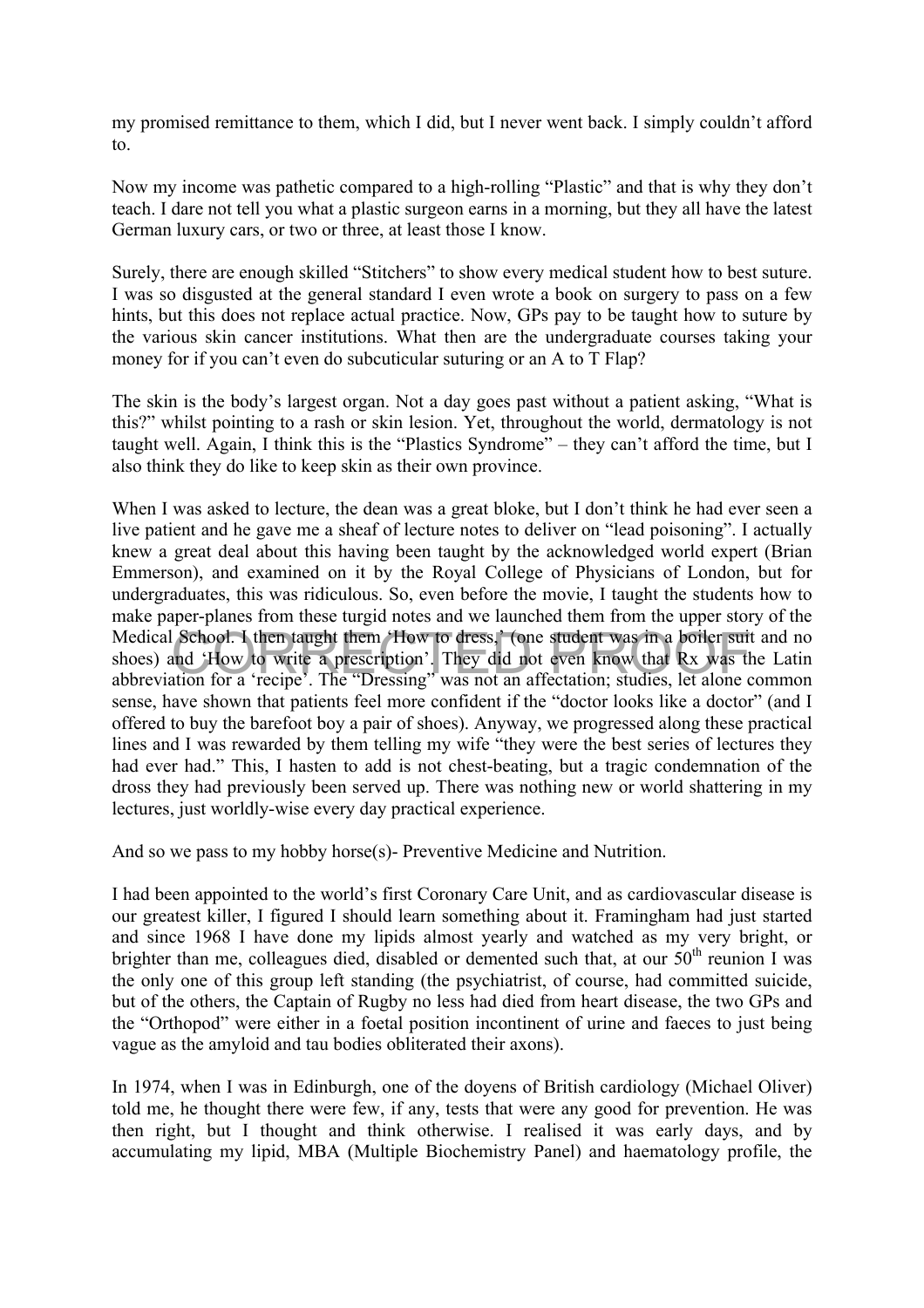my promised remittance to them, which I did, but I never went back. I simply couldn't afford to.

Now my income was pathetic compared to a high-rolling "Plastic" and that is why they don't teach. I dare not tell you what a plastic surgeon earns in a morning, but they all have the latest German luxury cars, or two or three, at least those I know.

Surely, there are enough skilled "Stitchers" to show every medical student how to best suture. I was so disgusted at the general standard I even wrote a book on surgery to pass on a few hints, but this does not replace actual practice. Now, GPs pay to be taught how to suture by the various skin cancer institutions. What then are the undergraduate courses taking your money for if you can't even do subcuticular suturing or an A to T Flap?

The skin is the body's largest organ. Not a day goes past without a patient asking, "What is this?" whilst pointing to a rash or skin lesion. Yet, throughout the world, dermatology is not taught well. Again, I think this is the "Plastics Syndrome" – they can't afford the time, but I also think they do like to keep skin as their own province.

When I was asked to lecture, the dean was a great bloke, but I don't think he had ever seen a live patient and he gave me a sheaf of lecture notes to deliver on "lead poisoning". I actually knew a great deal about this having been taught by the acknowledged world expert (Brian Emmerson), and examined on it by the Royal College of Physicians of London, but for undergraduates, this was ridiculous. So, even before the movie, I taught the students how to make paper-planes from these turgid notes and we launched them from the upper story of the Medical School. I then taught them 'How to dress,' (one student was in a boiler suit and no shoes) and 'How to write a prescription'. They did not even know that Rx was the Latin abbreviation for a 'recipe'. The "Dressing" was not an affectation; studies, let alone common sense, have shown that patients feel more confident if the "doctor looks like a doctor" (and I offered to buy the barefoot boy a pair of shoes). Anyway, we progressed along these practical lines and I was rewarded by them telling my wife "they were the best series of lectures they had ever had." This, I hasten to add is not chest-beating, but a tragic condemnation of the dross they had previously been served up. There was nothing new or world shattering in my lectures, just worldly-wise every day practical experience.

And so we pass to my hobby horse(s)- Preventive Medicine and Nutrition.

I had been appointed to the world's first Coronary Care Unit, and as cardiovascular disease is our greatest killer, I figured I should learn something about it. Framingham had just started and since 1968 I have done my lipids almost yearly and watched as my very bright, or brighter than me, colleagues died, disabled or demented such that, at our 50th reunion I was the only one of this group left standing (the psychiatrist, of course, had committed suicide, but of the others, the Captain of Rugby no less had died from heart disease, the two GPs and the "Orthopod" were either in a foetal position incontinent of urine and faeces to just being vague as the amyloid and tau bodies obliterated their axons).

In 1974, when I was in Edinburgh, one of the doyens of British cardiology (Michael Oliver) told me, he thought there were few, if any, tests that were any good for prevention. He was then right, but I thought and think otherwise. I realised it was early days, and by accumulating my lipid, MBA (Multiple Biochemistry Panel) and haematology profile, the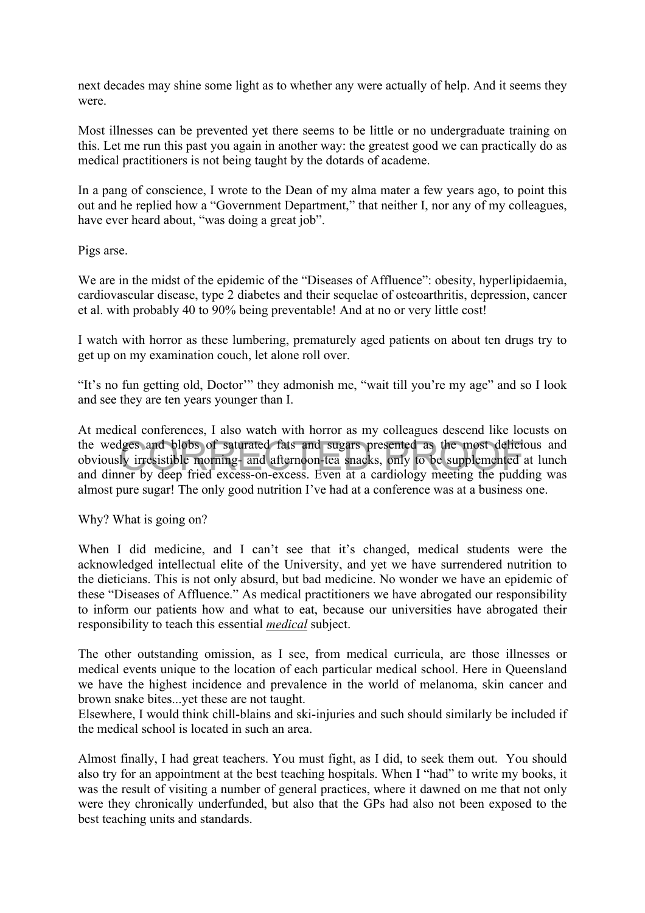next decades may shine some light as to whether any were actually of help. And it seems they were.

Most illnesses can be prevented yet there seems to be little or no undergraduate training on this. Let me run this past you again in another way: the greatest good we can practically do as medical practitioners is not being taught by the dotards of academe.

In a pang of conscience, I wrote to the Dean of my alma mater a few years ago, to point this out and he replied how a "Government Department," that neither I, nor any of my colleagues, have ever heard about, "was doing a great job".

Pigs arse.

We are in the midst of the epidemic of the "Diseases of Affluence": obesity, hyperlipidaemia, cardiovascular disease, type 2 diabetes and their sequelae of osteoarthritis, depression, cancer et al. with probably 40 to 90% being preventable! And at no or very little cost!

I watch with horror as these lumbering, prematurely aged patients on about ten drugs try to get up on my examination couch, let alone roll over.

"It's no fun getting old, Doctor'" they admonish me, "wait till you're my age" and so I look and see they are ten years younger than I.

At medical conferences, I also watch with horror as my colleagues descend like locusts on the wedges and blobs of saturated fats and sugars presented as the most delicious and obviously irresistible morning- and afternoon-tea snacks, only to be supplemented at lunch and dinner by deep fried excess-on-excess. Even at a cardiology meeting the pudding was almost pure sugar! The only good nutrition I've had at a conference was at a business one.

Why? What is going on?

When I did medicine, and I can't see that it's changed, medical students were the acknowledged intellectual elite of the University, and yet we have surrendered nutrition to the dieticians. This is not only absurd, but bad medicine. No wonder we have an epidemic of these "Diseases of Affluence." As medical practitioners we have abrogated our responsibility to inform our patients how and what to eat, because our universities have abrogated their responsibility to teach this essential ***medical*** subject.

The other outstanding omission, as I see, from medical curricula, are those illnesses or medical events unique to the location of each particular medical school. Here in Queensland we have the highest incidence and prevalence in the world of melanoma, skin cancer and brown snake bites...yet these are not taught.
Elsewhere, I would think chill-blains and ski-injuries and such should similarly be included if the medical school is located in such an area.

Almost finally, I had great teachers. You must fight, as I did, to seek them out. You should also try for an appointment at the best teaching hospitals. When I "had" to write my books, it was the result of visiting a number of general practices, where it dawned on me that not only were they chronically underfunded, but also that the GPs had also not been exposed to the best teaching units and standards.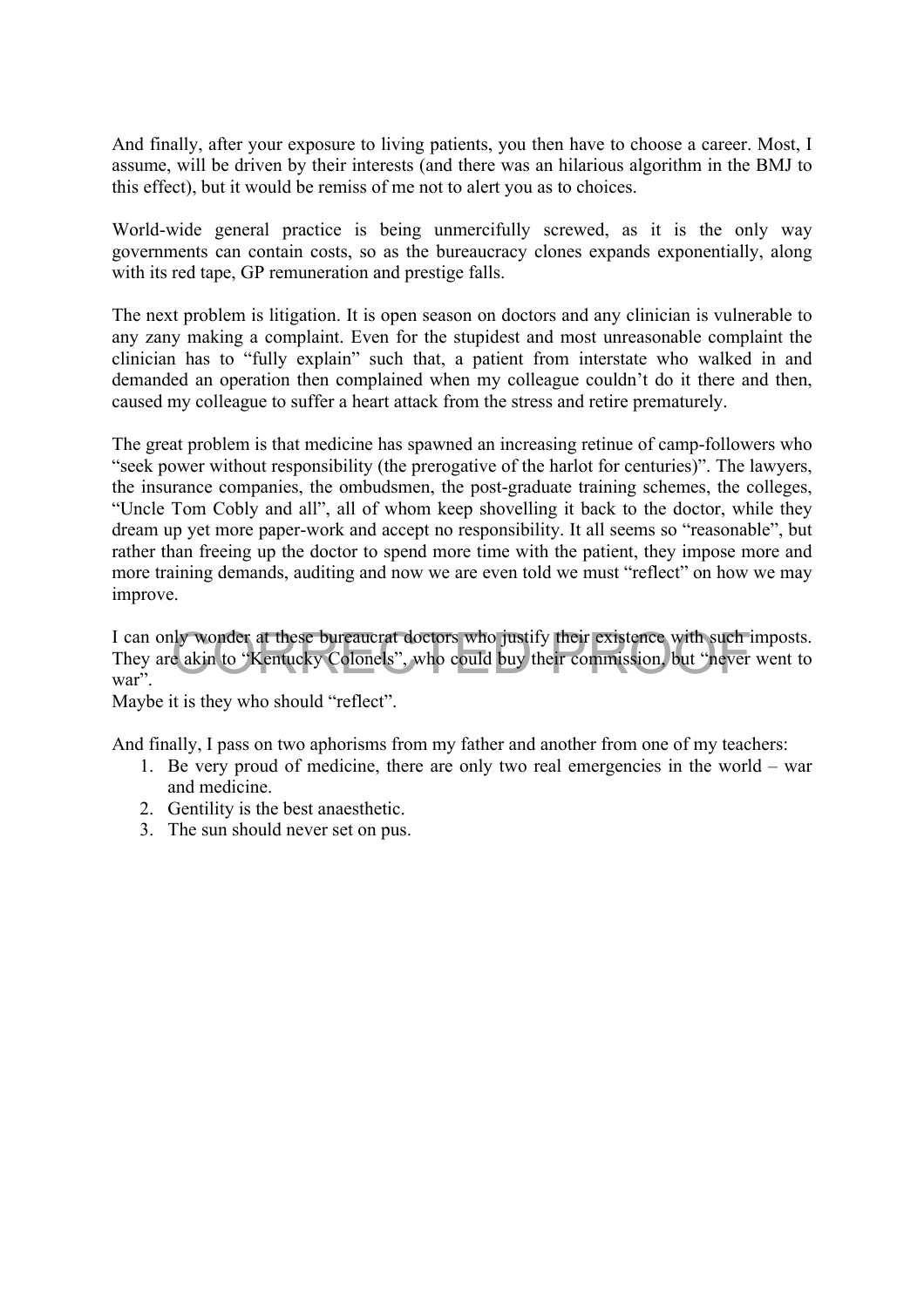And finally, after your exposure to living patients, you then have to choose a career. Most, I assume, will be driven by their interests (and there was an hilarious algorithm in the BMJ to this effect), but it would be remiss of me not to alert you as to choices.

World-wide general practice is being unmercifully screwed, as it is the only way governments can contain costs, so as the bureaucracy clones expands exponentially, along with its red tape, GP remuneration and prestige falls.

The next problem is litigation. It is open season on doctors and any clinician is vulnerable to any zany making a complaint. Even for the stupidest and most unreasonable complaint the clinician has to "fully explain" such that, a patient from interstate who walked in and demanded an operation then complained when my colleague couldn't do it there and then, caused my colleague to suffer a heart attack from the stress and retire prematurely.

The great problem is that medicine has spawned an increasing retinue of camp-followers who "seek power without responsibility (the prerogative of the harlot for centuries)". The lawyers, the insurance companies, the ombudsmen, the post-graduate training schemes, the colleges, "Uncle Tom Cobly and all", all of whom keep shovelling it back to the doctor, while they dream up yet more paper-work and accept no responsibility. It all seems so "reasonable", but rather than freeing up the doctor to spend more time with the patient, they impose more and more training demands, auditing and now we are even told we must "reflect" on how we may improve.

I can only wonder at these bureaucrat doctors who justify their existence with such imposts. They are akin to "Kentucky Colonels", who could buy their commission, but "never went to war".
Maybe it is they who should "reflect".

And finally, I pass on two aphorisms from my father and another from one of my teachers:

1. Be very proud of medicine, there are only two real emergencies in the world – war and medicine.
2. Gentility is the best anaesthetic.
3. The sun should never set on pus.